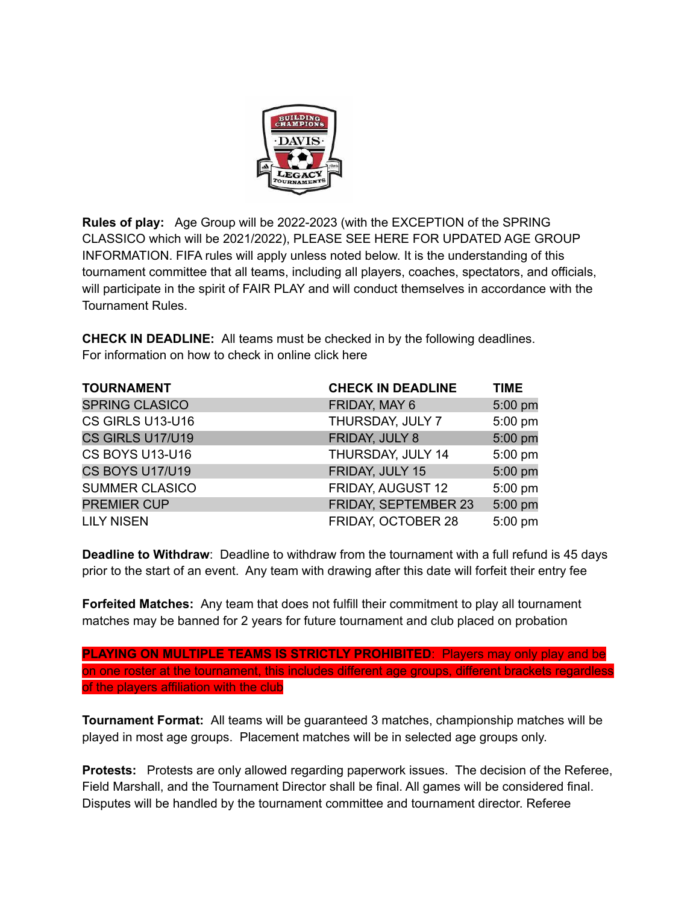**Rules of play:** Age Group will be 2022-2023 (with the EXCEPTION of the SPRING CLASSICO which will be 2021/2022), PLEASE SEE HERE FOR UPDATED AGE GROUP INFORMATION. FIFA rules will apply unless noted below. It is the understanding of this tournament committee that all teams, including all players, coaches, spectators, and officials, will participate in the spirit of FAIR PLAY and will conduct themselves in accordance with the Tournament Rules.

**CHECK IN DEADLINE:** All teams must be checked in by the following deadlines. For information on how to check in online click here

| TOURNAMENT | CHECK IN DEADLINE | TIME |
|---|---|---|
| SPRING CLASICO | FRIDAY, MAY 6 | 5:00 pm |
| CS GIRLS U13-U16 | THURSDAY, JULY 7 | 5:00 pm |
| CS GIRLS U17/U19 | FRIDAY, JULY 8 | 5:00 pm |
| CS BOYS U13-U16 | THURSDAY, JULY 14 | 5:00 pm |
| CS BOYS U17/U19 | FRIDAY, JULY 15 | 5:00 pm |
| SUMMER CLASICO | FRIDAY, AUGUST 12 | 5:00 pm |
| PREMIER CUP | FRIDAY, SEPTEMBER 23 | 5:00 pm |
| LILY NISEN | FRIDAY, OCTOBER 28 | 5:00 pm |

**Deadline to Withdraw**: Deadline to withdraw from the tournament with a full refund is 45 days prior to the start of an event. Any team with drawing after this date will forfeit their entry fee

**Forfeited Matches:** Any team that does not fulfill their commitment to play all tournament matches may be banned for 2 years for future tournament and club placed on probation

**PLAYING ON MULTIPLE TEAMS IS STRICTLY PROHIBITED**: Players may only play and be on one roster at the tournament, this includes different age groups, different brackets regardless of the players affiliation with the club

**Tournament Format:** All teams will be guaranteed 3 matches, championship matches will be played in most age groups. Placement matches will be in selected age groups only.

**Protests:** Protests are only allowed regarding paperwork issues. The decision of the Referee, Field Marshall, and the Tournament Director shall be final. All games will be considered final. Disputes will be handled by the tournament committee and tournament director. Referee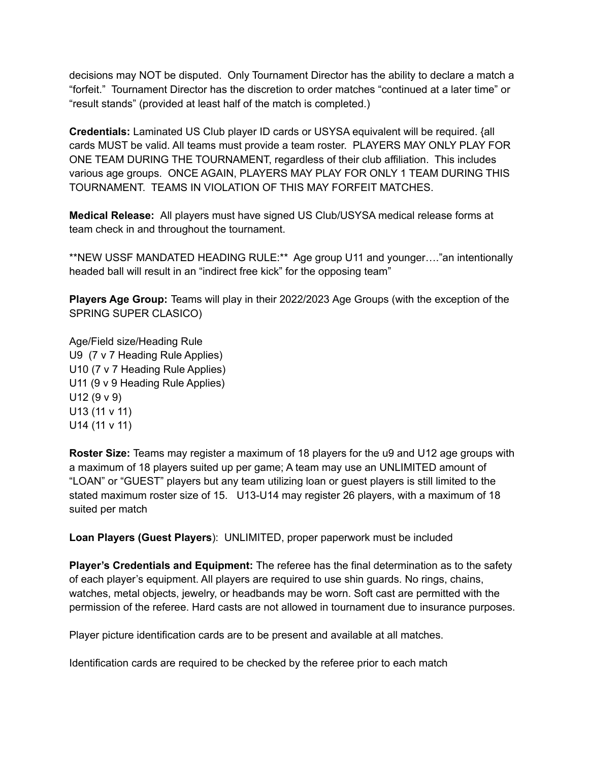decisions may NOT be disputed.  Only Tournament Director has the ability to declare a match a "forfeit."  Tournament Director has the discretion to order matches "continued at a later time" or "result stands" (provided at least half of the match is completed.)

**Credentials:** Laminated US Club player ID cards or USYSA equivalent will be required. {all cards MUST be valid. All teams must provide a team roster.  PLAYERS MAY ONLY PLAY FOR ONE TEAM DURING THE TOURNAMENT, regardless of their club affiliation.  This includes various age groups.  ONCE AGAIN, PLAYERS MAY PLAY FOR ONLY 1 TEAM DURING THIS TOURNAMENT.  TEAMS IN VIOLATION OF THIS MAY FORFEIT MATCHES.

**Medical Release:** All players must have signed US Club/USYSA medical release forms at team check in and throughout the tournament.

**NEW USSF MANDATED HEADING RULE:**  Age group U11 and younger…."an intentionally headed ball will result in an "indirect free kick" for the opposing team"

**Players Age Group:** Teams will play in their 2022/2023 Age Groups (with the exception of the SPRING SUPER CLASICO)

Age/Field size/Heading Rule
U9  (7 v 7 Heading Rule Applies)
U10 (7 v 7 Heading Rule Applies)
U11 (9 v 9 Heading Rule Applies)
U12 (9 v 9)
U13 (11 v 11)
U14 (11 v 11)

**Roster Size:** Teams may register a maximum of 18 players for the u9 and U12 age groups with a maximum of 18 players suited up per game; A team may use an UNLIMITED amount of "LOAN" or "GUEST" players but any team utilizing loan or guest players is still limited to the stated maximum roster size of 15.   U13-U14 may register 26 players, with a maximum of 18 suited per match

**Loan Players (Guest Players**):  UNLIMITED, proper paperwork must be included

**Player's Credentials and Equipment:** The referee has the final determination as to the safety of each player's equipment. All players are required to use shin guards. No rings, chains, watches, metal objects, jewelry, or headbands may be worn. Soft cast are permitted with the permission of the referee. Hard casts are not allowed in tournament due to insurance purposes.

Player picture identification cards are to be present and available at all matches.

Identification cards are required to be checked by the referee prior to each match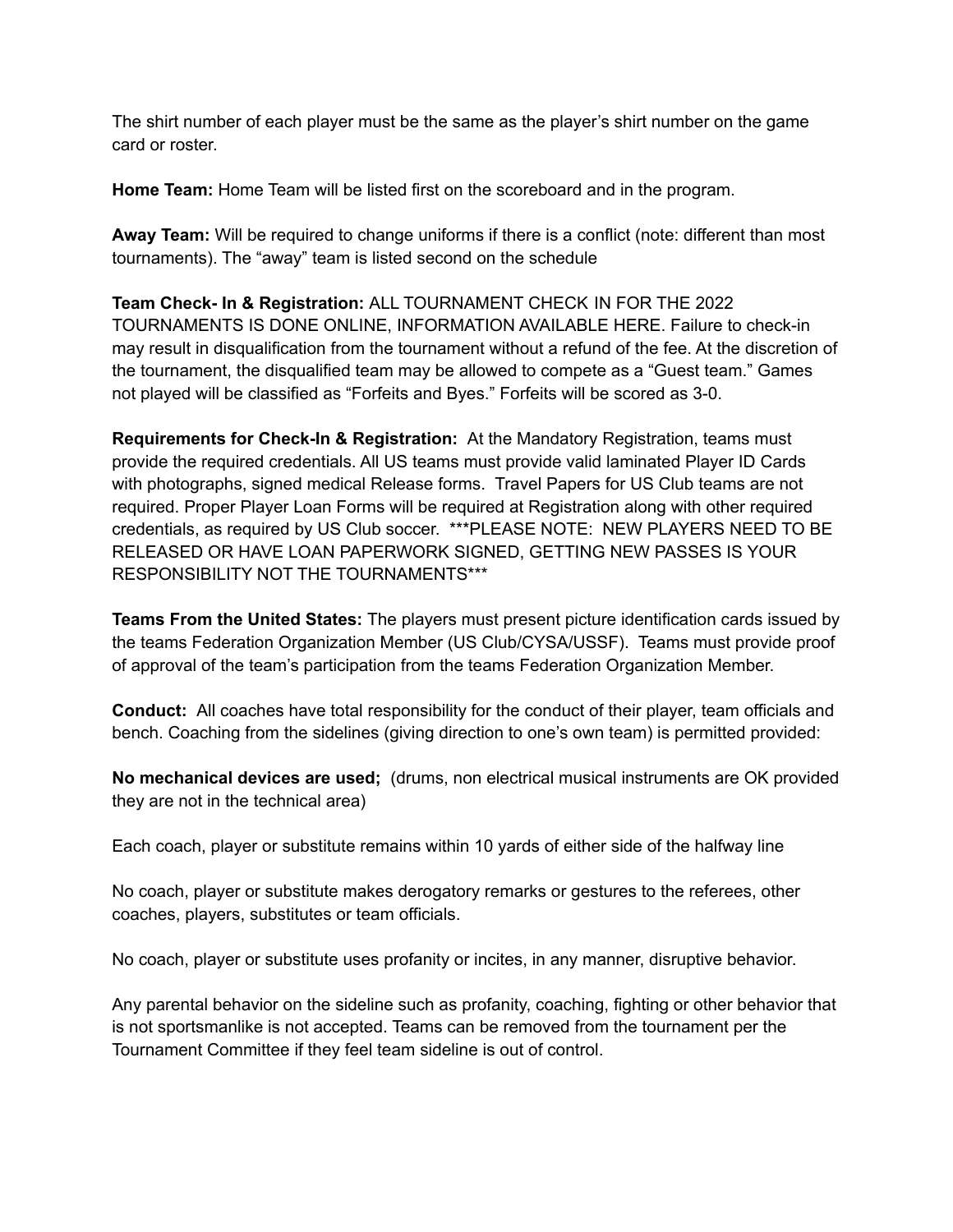The shirt number of each player must be the same as the player's shirt number on the game card or roster.

**Home Team:** Home Team will be listed first on the scoreboard and in the program.

**Away Team:** Will be required to change uniforms if there is a conflict (note: different than most tournaments). The "away" team is listed second on the schedule

**Team Check- In & Registration:** ALL TOURNAMENT CHECK IN FOR THE 2022 TOURNAMENTS IS DONE ONLINE, INFORMATION AVAILABLE HERE. Failure to check-in may result in disqualification from the tournament without a refund of the fee. At the discretion of the tournament, the disqualified team may be allowed to compete as a "Guest team." Games not played will be classified as "Forfeits and Byes." Forfeits will be scored as 3-0.

**Requirements for Check-In & Registration:** At the Mandatory Registration, teams must provide the required credentials. All US teams must provide valid laminated Player ID Cards with photographs, signed medical Release forms. Travel Papers for US Club teams are not required. Proper Player Loan Forms will be required at Registration along with other required credentials, as required by US Club soccer. ***PLEASE NOTE: NEW PLAYERS NEED TO BE RELEASED OR HAVE LOAN PAPERWORK SIGNED, GETTING NEW PASSES IS YOUR RESPONSIBILITY NOT THE TOURNAMENTS***

**Teams From the United States:** The players must present picture identification cards issued by the teams Federation Organization Member (US Club/CYSA/USSF). Teams must provide proof of approval of the team's participation from the teams Federation Organization Member.

**Conduct:** All coaches have total responsibility for the conduct of their player, team officials and bench. Coaching from the sidelines (giving direction to one's own team) is permitted provided:

**No mechanical devices are used;** (drums, non electrical musical instruments are OK provided they are not in the technical area)

Each coach, player or substitute remains within 10 yards of either side of the halfway line

No coach, player or substitute makes derogatory remarks or gestures to the referees, other coaches, players, substitutes or team officials.

No coach, player or substitute uses profanity or incites, in any manner, disruptive behavior.

Any parental behavior on the sideline such as profanity, coaching, fighting or other behavior that is not sportsmanlike is not accepted. Teams can be removed from the tournament per the Tournament Committee if they feel team sideline is out of control.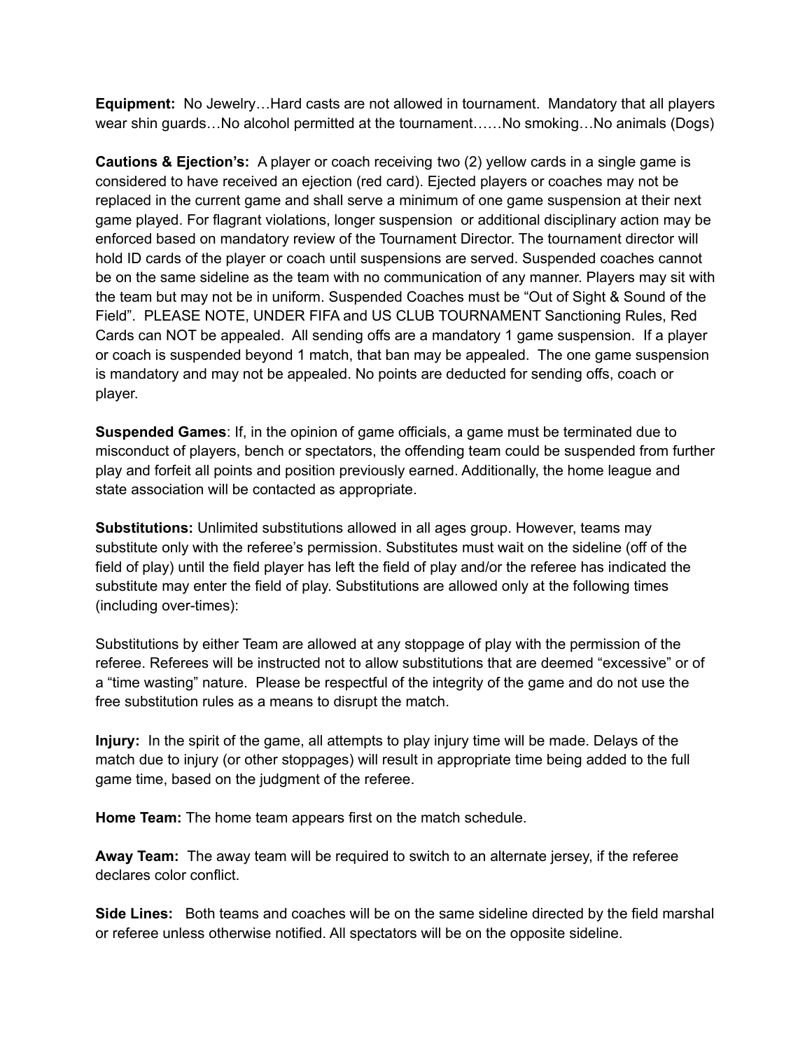**Equipment:** No Jewelry…Hard casts are not allowed in tournament. Mandatory that all players wear shin guards…No alcohol permitted at the tournament……No smoking…No animals (Dogs)

**Cautions & Ejection's:** A player or coach receiving two (2) yellow cards in a single game is considered to have received an ejection (red card). Ejected players or coaches may not be replaced in the current game and shall serve a minimum of one game suspension at their next game played. For flagrant violations, longer suspension or additional disciplinary action may be enforced based on mandatory review of the Tournament Director. The tournament director will hold ID cards of the player or coach until suspensions are served. Suspended coaches cannot be on the same sideline as the team with no communication of any manner. Players may sit with the team but may not be in uniform. Suspended Coaches must be "Out of Sight & Sound of the Field". PLEASE NOTE, UNDER FIFA and US CLUB TOURNAMENT Sanctioning Rules, Red Cards can NOT be appealed. All sending offs are a mandatory 1 game suspension. If a player or coach is suspended beyond 1 match, that ban may be appealed. The one game suspension is mandatory and may not be appealed. No points are deducted for sending offs, coach or player.

**Suspended Games**: If, in the opinion of game officials, a game must be terminated due to misconduct of players, bench or spectators, the offending team could be suspended from further play and forfeit all points and position previously earned. Additionally, the home league and state association will be contacted as appropriate.

**Substitutions:** Unlimited substitutions allowed in all ages group. However, teams may substitute only with the referee's permission. Substitutes must wait on the sideline (off of the field of play) until the field player has left the field of play and/or the referee has indicated the substitute may enter the field of play. Substitutions are allowed only at the following times (including over-times):

Substitutions by either Team are allowed at any stoppage of play with the permission of the referee. Referees will be instructed not to allow substitutions that are deemed "excessive" or of a "time wasting" nature. Please be respectful of the integrity of the game and do not use the free substitution rules as a means to disrupt the match.

**Injury:** In the spirit of the game, all attempts to play injury time will be made. Delays of the match due to injury (or other stoppages) will result in appropriate time being added to the full game time, based on the judgment of the referee.

**Home Team:** The home team appears first on the match schedule.

**Away Team:** The away team will be required to switch to an alternate jersey, if the referee declares color conflict.

**Side Lines:** Both teams and coaches will be on the same sideline directed by the field marshal or referee unless otherwise notified. All spectators will be on the opposite sideline.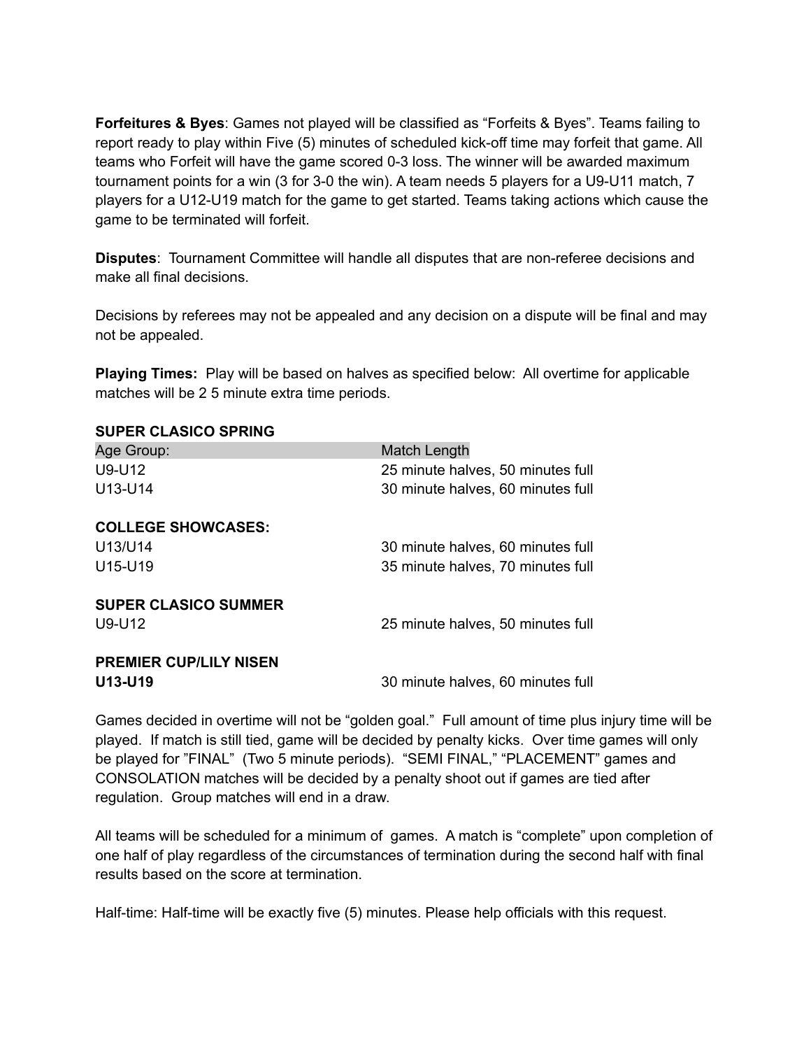**Forfeitures & Byes**: Games not played will be classified as "Forfeits & Byes". Teams failing to report ready to play within Five (5) minutes of scheduled kick-off time may forfeit that game. All teams who Forfeit will have the game scored 0-3 loss. The winner will be awarded maximum tournament points for a win (3 for 3-0 the win). A team needs 5 players for a U9-U11 match, 7 players for a U12-U19 match for the game to get started. Teams taking actions which cause the game to be terminated will forfeit.

**Disputes**: Tournament Committee will handle all disputes that are non-referee decisions and make all final decisions.

Decisions by referees may not be appealed and any decision on a dispute will be final and may not be appealed.

**Playing Times:** Play will be based on halves as specified below: All overtime for applicable matches will be 2 5 minute extra time periods.

**SUPER CLASICO SPRING**

| Age Group: | Match Length |
|---|---|
| U9-U12 | 25 minute halves, 50 minutes full |
| U13-U14 | 30 minute halves, 60 minutes full |

**COLLEGE SHOWCASES:**

| | |
|---|---|
| U13/U14 | 30 minute halves, 60 minutes full |
| U15-U19 | 35 minute halves, 70 minutes full |

**SUPER CLASICO SUMMER**

| | |
|---|---|
| U9-U12 | 25 minute halves, 50 minutes full |

**PREMIER CUP/LILY NISEN**

| | |
|---|---|
| **U13-U19** | 30 minute halves, 60 minutes full |

Games decided in overtime will not be "golden goal." Full amount of time plus injury time will be played. If match is still tied, game will be decided by penalty kicks. Over time games will only be played for "FINAL" (Two 5 minute periods). "SEMI FINAL," "PLACEMENT" games and CONSOLATION matches will be decided by a penalty shoot out if games are tied after regulation. Group matches will end in a draw.

All teams will be scheduled for a minimum of games. A match is "complete" upon completion of one half of play regardless of the circumstances of termination during the second half with final results based on the score at termination.

Half-time: Half-time will be exactly five (5) minutes. Please help officials with this request.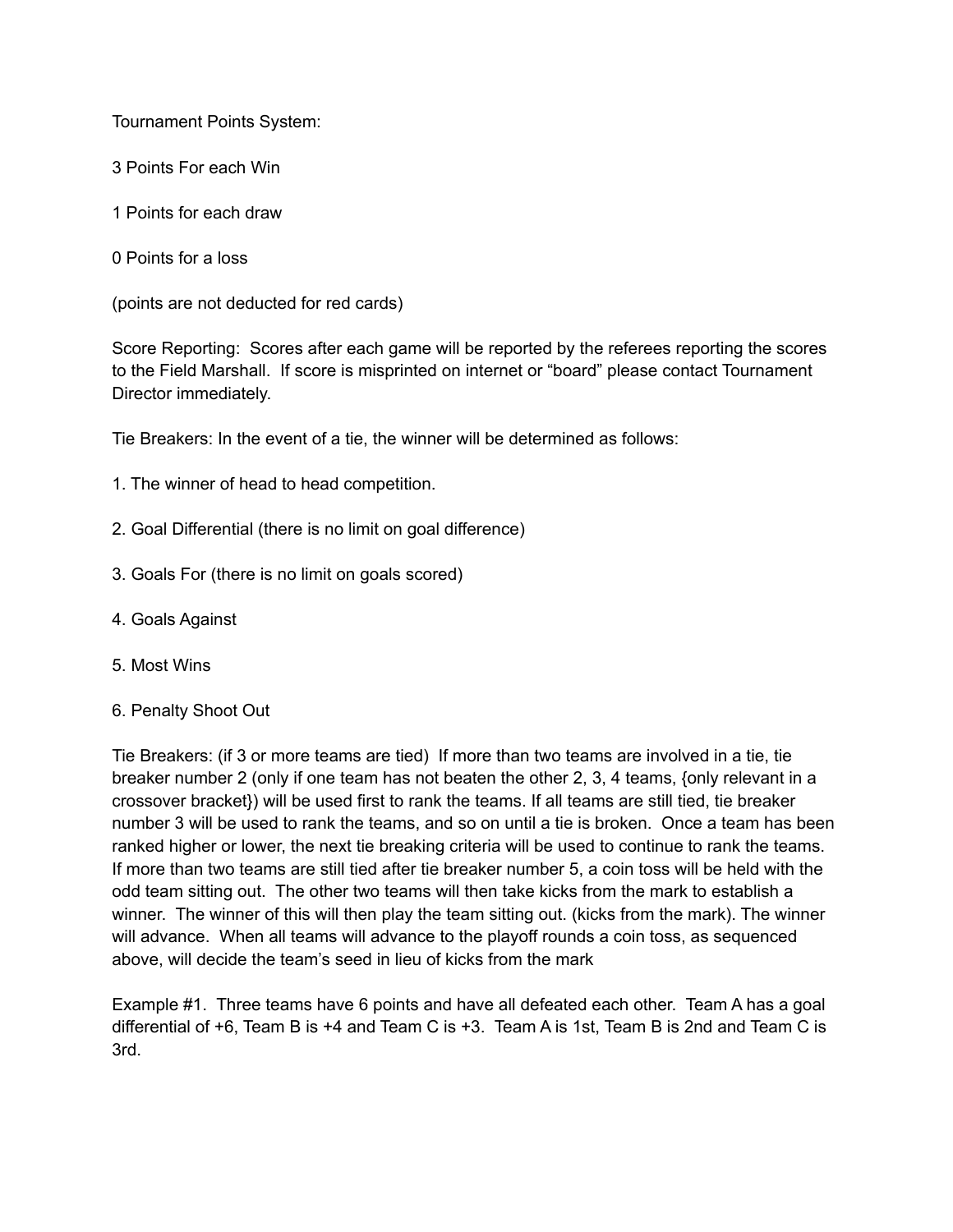Tournament Points System:

3 Points For each Win

1 Points for each draw

0 Points for a loss

(points are not deducted for red cards)

Score Reporting: Scores after each game will be reported by the referees reporting the scores to the Field Marshall. If score is misprinted on internet or "board" please contact Tournament Director immediately.

Tie Breakers: In the event of a tie, the winner will be determined as follows:

1. The winner of head to head competition.

2. Goal Differential (there is no limit on goal difference)

3. Goals For (there is no limit on goals scored)

4. Goals Against

5. Most Wins

6. Penalty Shoot Out

Tie Breakers: (if 3 or more teams are tied) If more than two teams are involved in a tie, tie breaker number 2 (only if one team has not beaten the other 2, 3, 4 teams, {only relevant in a crossover bracket}) will be used first to rank the teams. If all teams are still tied, tie breaker number 3 will be used to rank the teams, and so on until a tie is broken. Once a team has been ranked higher or lower, the next tie breaking criteria will be used to continue to rank the teams. If more than two teams are still tied after tie breaker number 5, a coin toss will be held with the odd team sitting out. The other two teams will then take kicks from the mark to establish a winner. The winner of this will then play the team sitting out. (kicks from the mark). The winner will advance. When all teams will advance to the playoff rounds a coin toss, as sequenced above, will decide the team's seed in lieu of kicks from the mark

Example #1. Three teams have 6 points and have all defeated each other. Team A has a goal differential of +6, Team B is +4 and Team C is +3. Team A is 1st, Team B is 2nd and Team C is 3rd.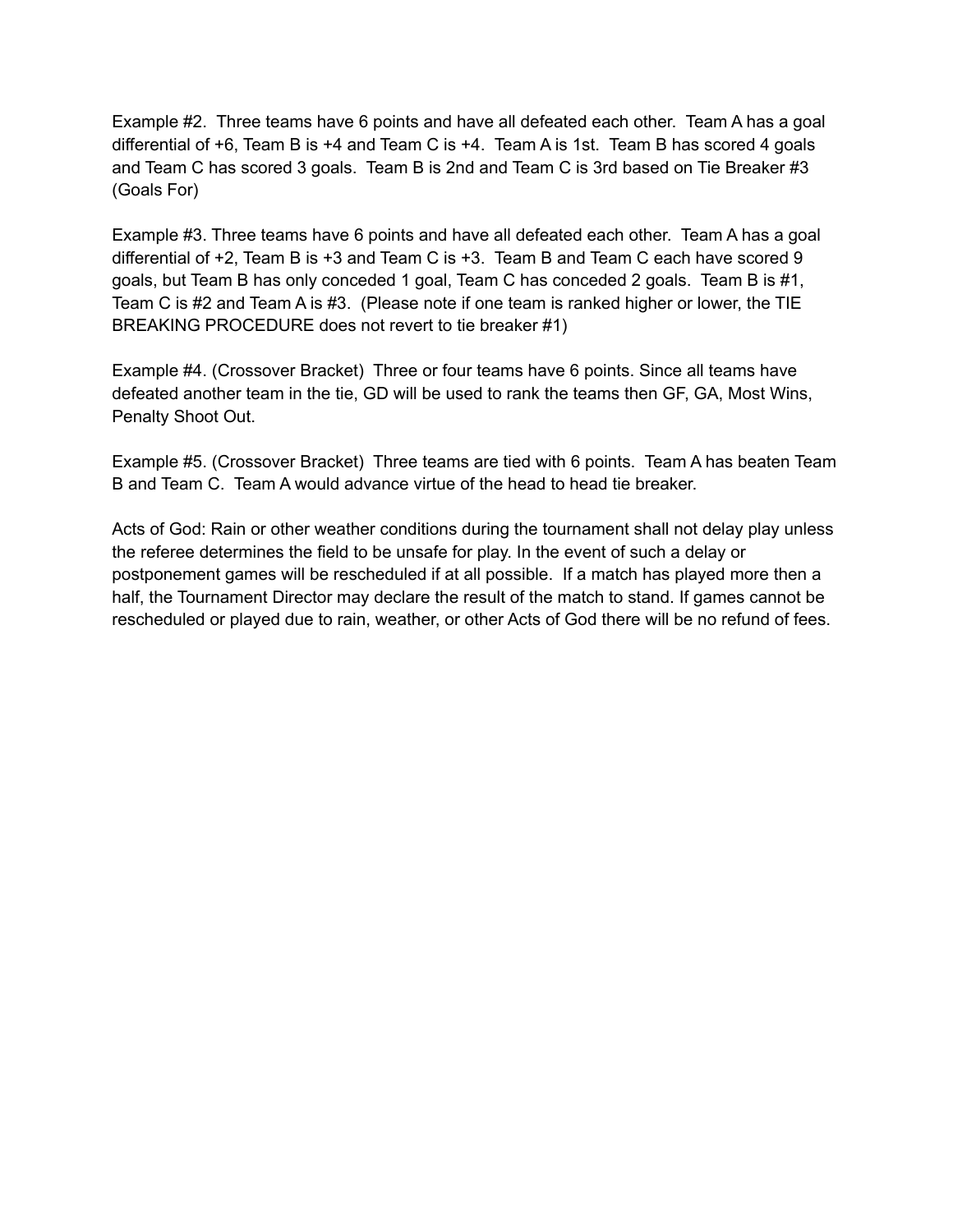Example #2. Three teams have 6 points and have all defeated each other. Team A has a goal differential of +6, Team B is +4 and Team C is +4. Team A is 1st. Team B has scored 4 goals and Team C has scored 3 goals. Team B is 2nd and Team C is 3rd based on Tie Breaker #3 (Goals For)

Example #3. Three teams have 6 points and have all defeated each other. Team A has a goal differential of +2, Team B is +3 and Team C is +3. Team B and Team C each have scored 9 goals, but Team B has only conceded 1 goal, Team C has conceded 2 goals. Team B is #1, Team C is #2 and Team A is #3. (Please note if one team is ranked higher or lower, the TIE BREAKING PROCEDURE does not revert to tie breaker #1)

Example #4. (Crossover Bracket) Three or four teams have 6 points. Since all teams have defeated another team in the tie, GD will be used to rank the teams then GF, GA, Most Wins, Penalty Shoot Out.

Example #5. (Crossover Bracket) Three teams are tied with 6 points. Team A has beaten Team B and Team C. Team A would advance virtue of the head to head tie breaker.

Acts of God: Rain or other weather conditions during the tournament shall not delay play unless the referee determines the field to be unsafe for play. In the event of such a delay or postponement games will be rescheduled if at all possible. If a match has played more then a half, the Tournament Director may declare the result of the match to stand. If games cannot be rescheduled or played due to rain, weather, or other Acts of God there will be no refund of fees.